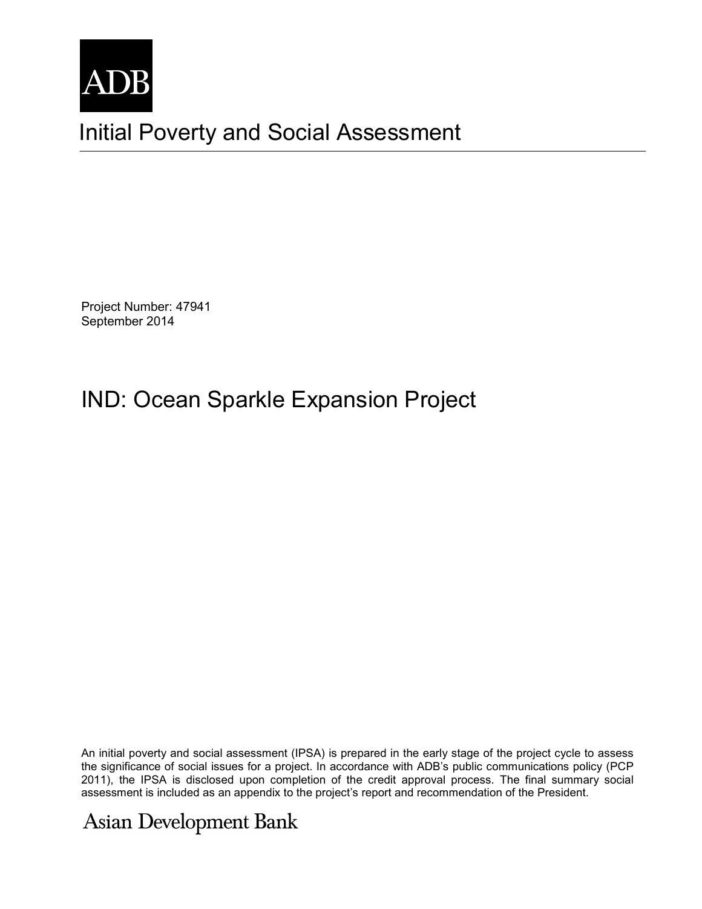ADB

# Initial Poverty and Social Assessment

Project Number: 47941
September 2014

# IND: Ocean Sparkle Expansion Project

An initial poverty and social assessment (IPSA) is prepared in the early stage of the project cycle to assess the significance of social issues for a project. In accordance with ADB's public communications policy (PCP 2011), the IPSA is disclosed upon completion of the credit approval process. The final summary social assessment is included as an appendix to the project's report and recommendation of the President.

Asian Development Bank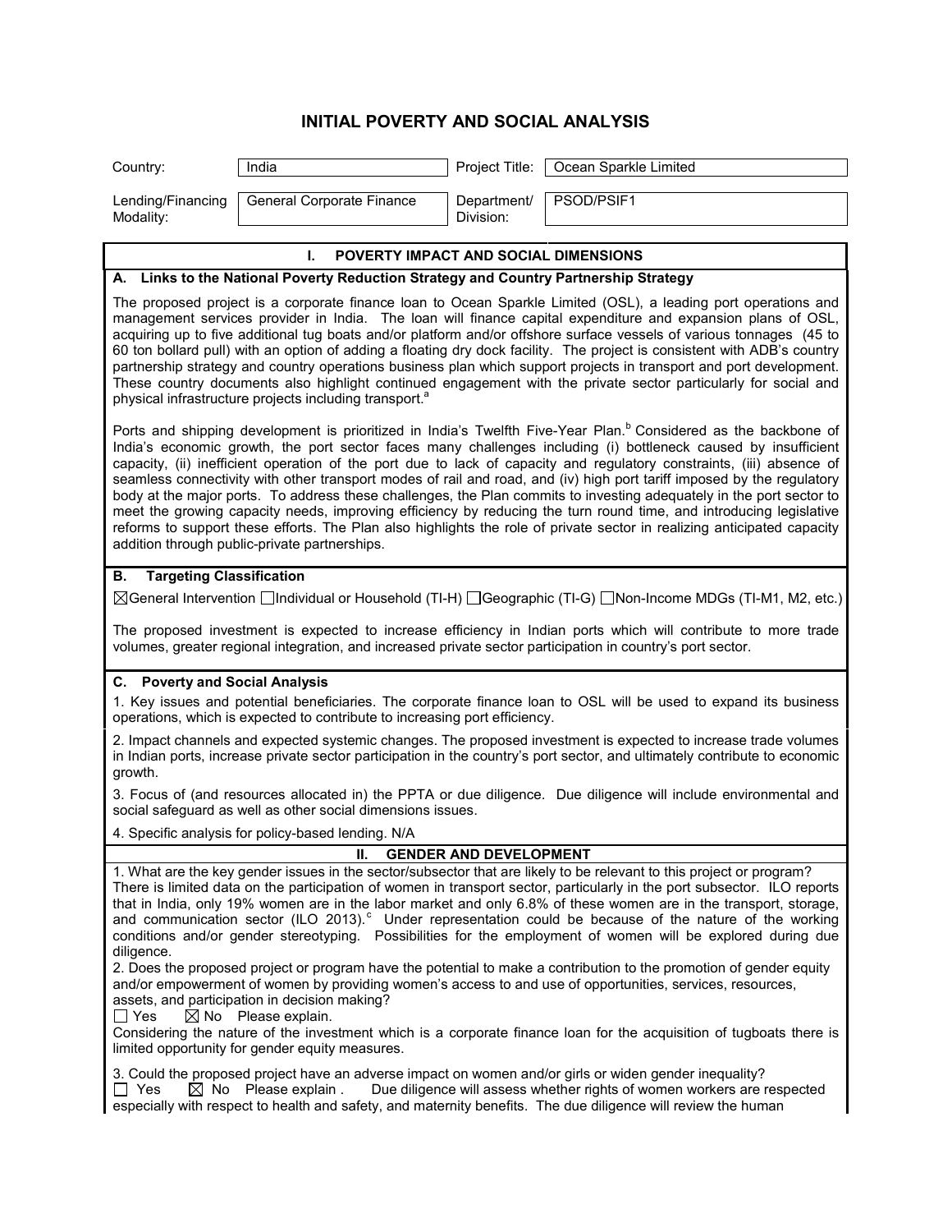# INITIAL POVERTY AND SOCIAL ANALYSIS

| Country: | India | Project Title: | Ocean Sparkle Limited |
|---|---|---|---|
| Lending/Financing Modality: | General Corporate Finance | Department/ Division: | PSOD/PSIF1 |

## I. POVERTY IMPACT AND SOCIAL DIMENSIONS

### A. Links to the National Poverty Reduction Strategy and Country Partnership Strategy

The proposed project is a corporate finance loan to Ocean Sparkle Limited (OSL), a leading port operations and management services provider in India. The loan will finance capital expenditure and expansion plans of OSL, acquiring up to five additional tug boats and/or platform and/or offshore surface vessels of various tonnages (45 to 60 ton bollard pull) with an option of adding a floating dry dock facility. The project is consistent with ADB's country partnership strategy and country operations business plan which support projects in transport and port development. These country documents also highlight continued engagement with the private sector particularly for social and physical infrastructure projects including transport.[a]

Ports and shipping development is prioritized in India's Twelfth Five-Year Plan.[b] Considered as the backbone of India's economic growth, the port sector faces many challenges including (i) bottleneck caused by insufficient capacity, (ii) inefficient operation of the port due to lack of capacity and regulatory constraints, (iii) absence of seamless connectivity with other transport modes of rail and road, and (iv) high port tariff imposed by the regulatory body at the major ports. To address these challenges, the Plan commits to investing adequately in the port sector to meet the growing capacity needs, improving efficiency by reducing the turn round time, and introducing legislative reforms to support these efforts. The Plan also highlights the role of private sector in realizing anticipated capacity addition through public-private partnerships.

### B. Targeting Classification

☒General Intervention ☐Individual or Household (TI-H) ☐Geographic (TI-G) ☐Non-Income MDGs (TI-M1, M2, etc.)

The proposed investment is expected to increase efficiency in Indian ports which will contribute to more trade volumes, greater regional integration, and increased private sector participation in country's port sector.

### C. Poverty and Social Analysis

1. Key issues and potential beneficiaries. The corporate finance loan to OSL will be used to expand its business operations, which is expected to contribute to increasing port efficiency.

2. Impact channels and expected systemic changes. The proposed investment is expected to increase trade volumes in Indian ports, increase private sector participation in the country's port sector, and ultimately contribute to economic growth.

3. Focus of (and resources allocated in) the PPTA or due diligence. Due diligence will include environmental and social safeguard as well as other social dimensions issues.

4. Specific analysis for policy-based lending. N/A

## II. GENDER AND DEVELOPMENT

1. What are the key gender issues in the sector/subsector that are likely to be relevant to this project or program?
There is limited data on the participation of women in transport sector, particularly in the port subsector. ILO reports that in India, only 19% women are in the labor market and only 6.8% of these women are in the transport, storage, and communication sector (ILO 2013).[c] Under representation could be because of the nature of the working conditions and/or gender stereotyping. Possibilities for the employment of women will be explored during due diligence.

2. Does the proposed project or program have the potential to make a contribution to the promotion of gender equity and/or empowerment of women by providing women's access to and use of opportunities, services, resources, assets, and participation in decision making?
☐ Yes ☒ No Please explain.
Considering the nature of the investment which is a corporate finance loan for the acquisition of tugboats there is limited opportunity for gender equity measures.

3. Could the proposed project have an adverse impact on women and/or girls or widen gender inequality?
☐ Yes ☒ No Please explain . Due diligence will assess whether rights of women workers are respected especially with respect to health and safety, and maternity benefits. The due diligence will review the human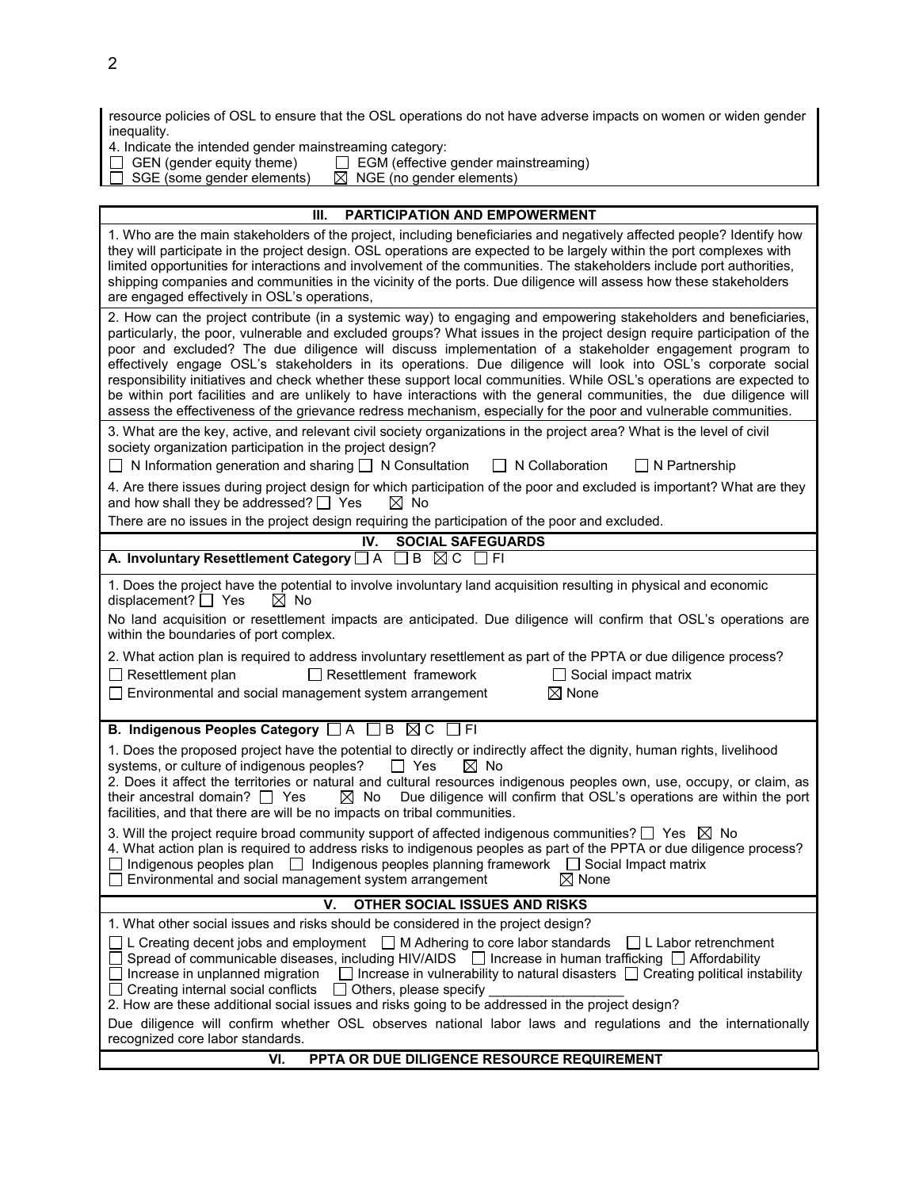resource policies of OSL to ensure that the OSL operations do not have adverse impacts on women or widen gender inequality.

4. Indicate the intended gender mainstreaming category:

☐ GEN (gender equity theme) ☐ EGM (effective gender mainstreaming)
☐ SGE (some gender elements) ☒ NGE (no gender elements)

## III. PARTICIPATION AND EMPOWERMENT

1. Who are the main stakeholders of the project, including beneficiaries and negatively affected people? Identify how they will participate in the project design. OSL operations are expected to be largely within the port complexes with limited opportunities for interactions and involvement of the communities. The stakeholders include port authorities, shipping companies and communities in the vicinity of the ports. Due diligence will assess how these stakeholders are engaged effectively in OSL's operations,

2. How can the project contribute (in a systemic way) to engaging and empowering stakeholders and beneficiaries, particularly, the poor, vulnerable and excluded groups? What issues in the project design require participation of the poor and excluded? The due diligence will discuss implementation of a stakeholder engagement program to effectively engage OSL's stakeholders in its operations. Due diligence will look into OSL's corporate social responsibility initiatives and check whether these support local communities. While OSL's operations are expected to be within port facilities and are unlikely to have interactions with the general communities, the due diligence will assess the effectiveness of the grievance redress mechanism, especially for the poor and vulnerable communities.

3. What are the key, active, and relevant civil society organizations in the project area? What is the level of civil society organization participation in the project design?

☐ N Information generation and sharing ☐ N Consultation ☐ N Collaboration ☐ N Partnership

4. Are there issues during project design for which participation of the poor and excluded is important? What are they and how shall they be addressed? ☐ Yes ☒ No

There are no issues in the project design requiring the participation of the poor and excluded.

## IV. SOCIAL SAFEGUARDS

**A. Involuntary Resettlement Category** ☐ A ☐ B ☒ C ☐ FI

1. Does the project have the potential to involve involuntary land acquisition resulting in physical and economic displacement? ☐ Yes ☒ No

No land acquisition or resettlement impacts are anticipated. Due diligence will confirm that OSL's operations are within the boundaries of port complex.

2. What action plan is required to address involuntary resettlement as part of the PPTA or due diligence process?

☐ Resettlement plan ☐ Resettlement framework ☐ Social impact matrix
☐ Environmental and social management system arrangement ☒ None

**B. Indigenous Peoples Category** ☐ A ☐ B ☒ C ☐ FI

1. Does the proposed project have the potential to directly or indirectly affect the dignity, human rights, livelihood systems, or culture of indigenous peoples? ☐ Yes ☒ No

2. Does it affect the territories or natural and cultural resources indigenous peoples own, use, occupy, or claim, as their ancestral domain? ☐ Yes ☒ No Due diligence will confirm that OSL's operations are within the port facilities, and that there are will be no impacts on tribal communities.

3. Will the project require broad community support of affected indigenous communities? ☐ Yes ☒ No

4. What action plan is required to address risks to indigenous peoples as part of the PPTA or due diligence process?

☐ Indigenous peoples plan ☐ Indigenous peoples planning framework ☐ Social Impact matrix
☐ Environmental and social management system arrangement ☒ None

## V. OTHER SOCIAL ISSUES AND RISKS

1. What other social issues and risks should be considered in the project design?

☐ L Creating decent jobs and employment ☐ M Adhering to core labor standards ☐ L Labor retrenchment
☐ Spread of communicable diseases, including HIV/AIDS ☐ Increase in human trafficking ☐ Affordability
☐ Increase in unplanned migration ☐ Increase in vulnerability to natural disasters ☐ Creating political instability
☐ Creating internal social conflicts ☐ Others, please specify \_\_\_\_\_\_\_\_\_\_\_\_\_\_\_\_\_\_

2. How are these additional social issues and risks going to be addressed in the project design?

Due diligence will confirm whether OSL observes national labor laws and regulations and the internationally recognized core labor standards.

## VI. PPTA OR DUE DILIGENCE RESOURCE REQUIREMENT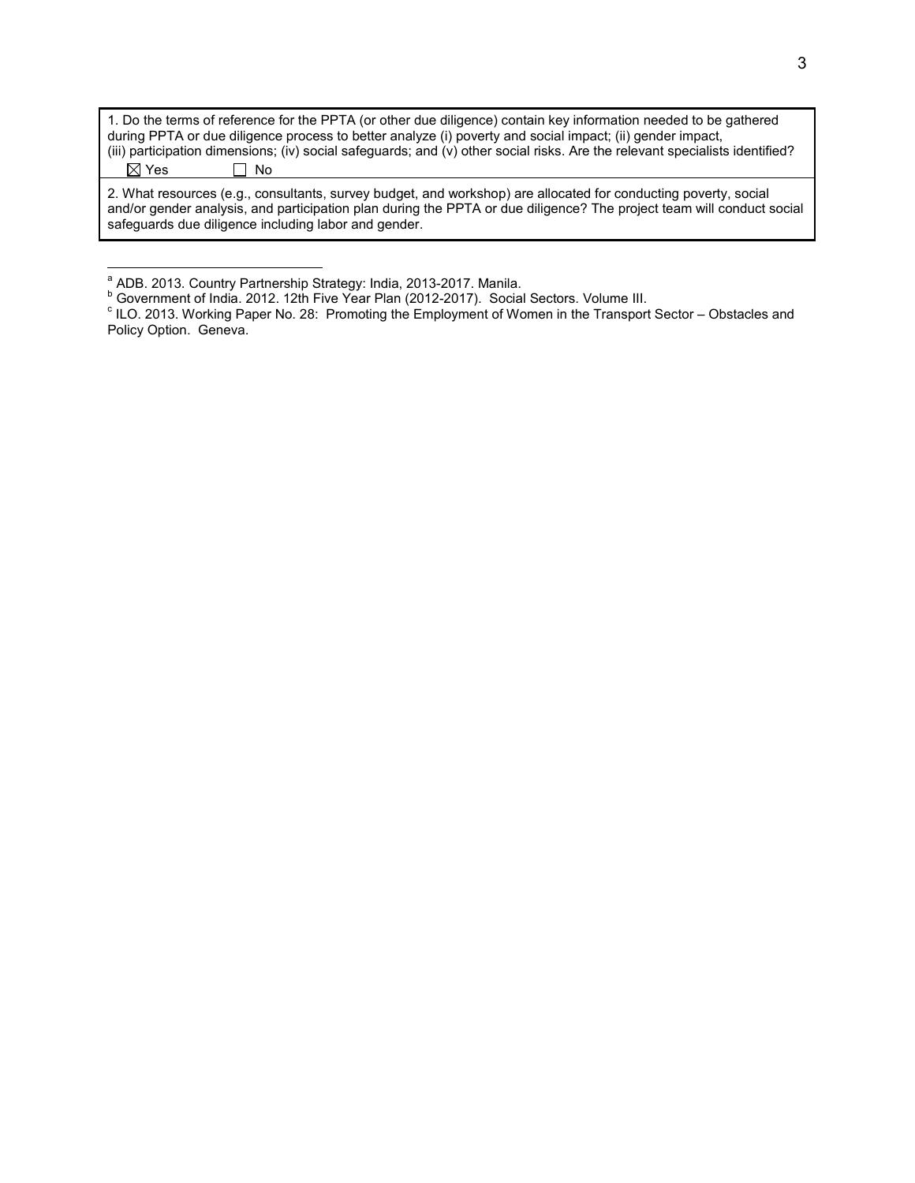| |
|---|
| 1. Do the terms of reference for the PPTA (or other due diligence) contain key information needed to be gathered during PPTA or due diligence process to better analyze (i) poverty and social impact; (ii) gender impact, (iii) participation dimensions; (iv) social safeguards; and (v) other social risks. Are the relevant specialists identified?<br>☒ Yes ☐ No |
| 2. What resources (e.g., consultants, survey budget, and workshop) are allocated for conducting poverty, social and/or gender analysis, and participation plan during the PPTA or due diligence? The project team will conduct social safeguards due diligence including labor and gender. |

[a] ADB. 2013. Country Partnership Strategy: India, 2013-2017. Manila.

[b] Government of India. 2012. 12th Five Year Plan (2012-2017). Social Sectors. Volume III.

[c] ILO. 2013. Working Paper No. 28: Promoting the Employment of Women in the Transport Sector – Obstacles and Policy Option. Geneva.